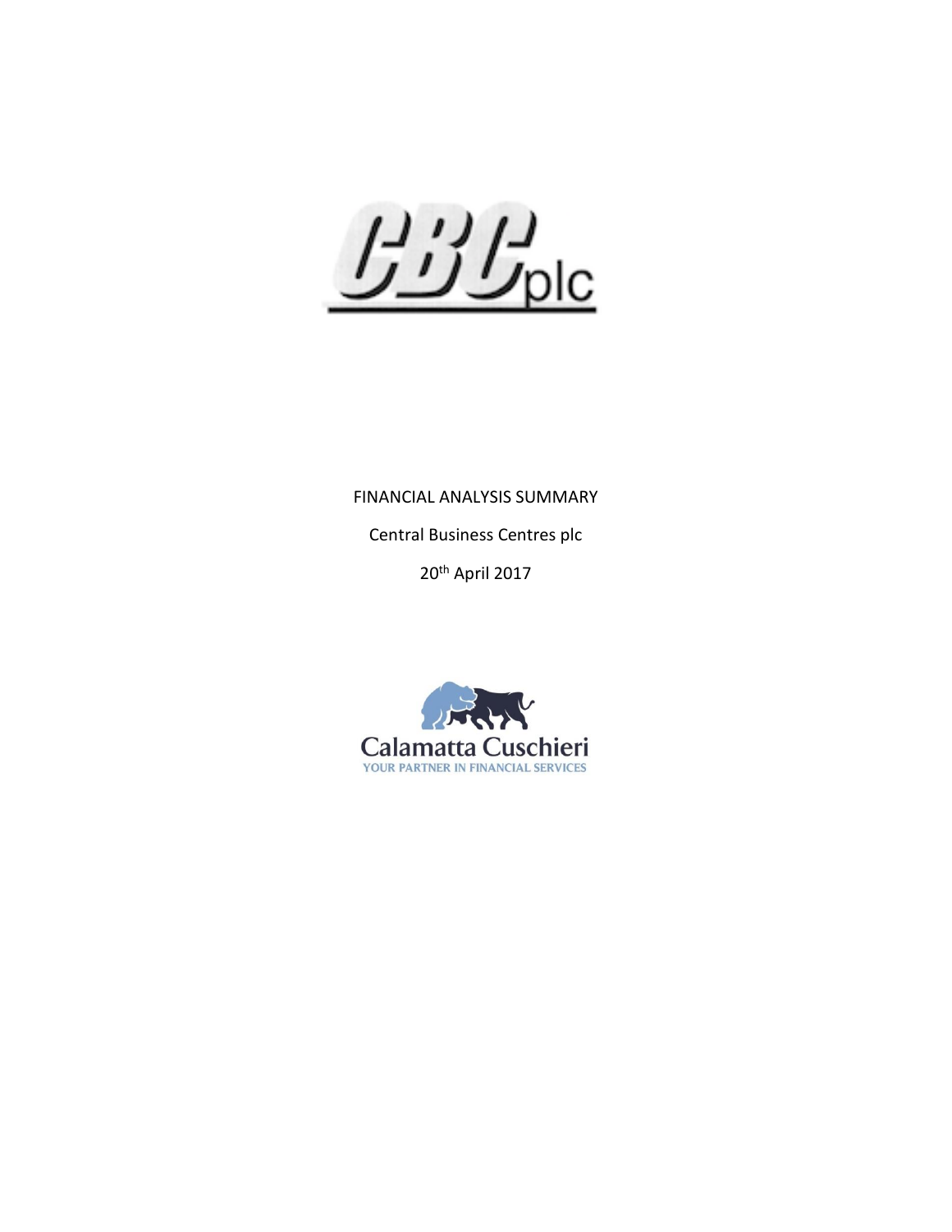CBC plc

FINANCIAL ANALYSIS SUMMARY

Central Business Centres plc

20th April 2017

Calamatta Cuschieri

YOUR PARTNER IN FINANCIAL SERVICES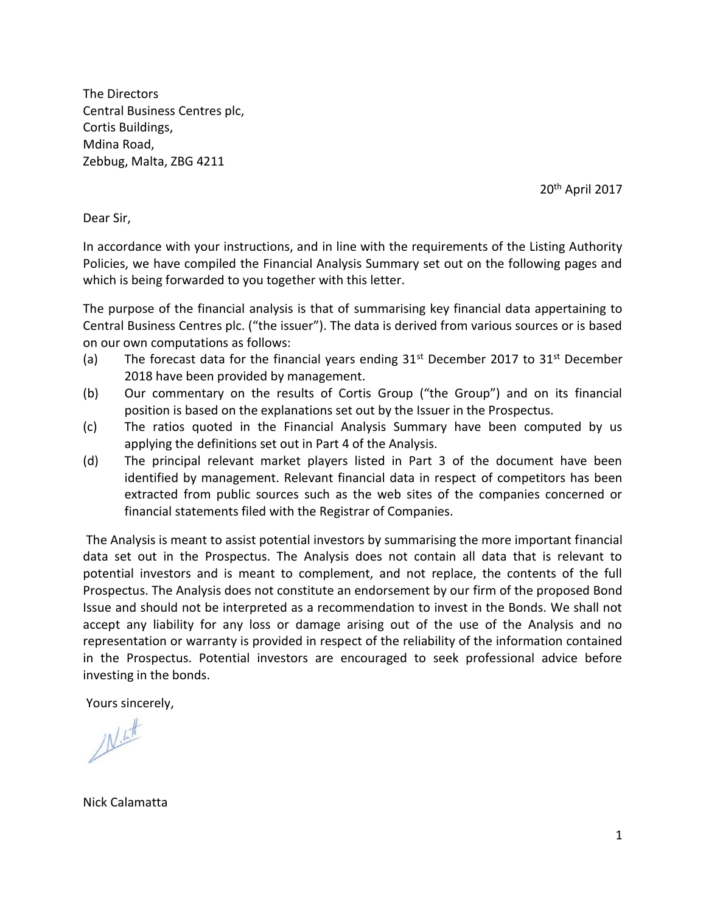The Directors
Central Business Centres plc,
Cortis Buildings,
Mdina Road,
Zebbug, Malta, ZBG 4211

20th April 2017

Dear Sir,

In accordance with your instructions, and in line with the requirements of the Listing Authority Policies, we have compiled the Financial Analysis Summary set out on the following pages and which is being forwarded to you together with this letter.

The purpose of the financial analysis is that of summarising key financial data appertaining to Central Business Centres plc. ("the issuer"). The data is derived from various sources or is based on our own computations as follows:

(a) The forecast data for the financial years ending 31st December 2017 to 31st December 2018 have been provided by management.

(b) Our commentary on the results of Cortis Group ("the Group") and on its financial position is based on the explanations set out by the Issuer in the Prospectus.

(c) The ratios quoted in the Financial Analysis Summary have been computed by us applying the definitions set out in Part 4 of the Analysis.

(d) The principal relevant market players listed in Part 3 of the document have been identified by management. Relevant financial data in respect of competitors has been extracted from public sources such as the web sites of the companies concerned or financial statements filed with the Registrar of Companies.

The Analysis is meant to assist potential investors by summarising the more important financial data set out in the Prospectus. The Analysis does not contain all data that is relevant to potential investors and is meant to complement, and not replace, the contents of the full Prospectus. The Analysis does not constitute an endorsement by our firm of the proposed Bond Issue and should not be interpreted as a recommendation to invest in the Bonds. We shall not accept any liability for any loss or damage arising out of the use of the Analysis and no representation or warranty is provided in respect of the reliability of the information contained in the Prospectus. Potential investors are encouraged to seek professional advice before investing in the bonds.

Yours sincerely,

Nick Calamatta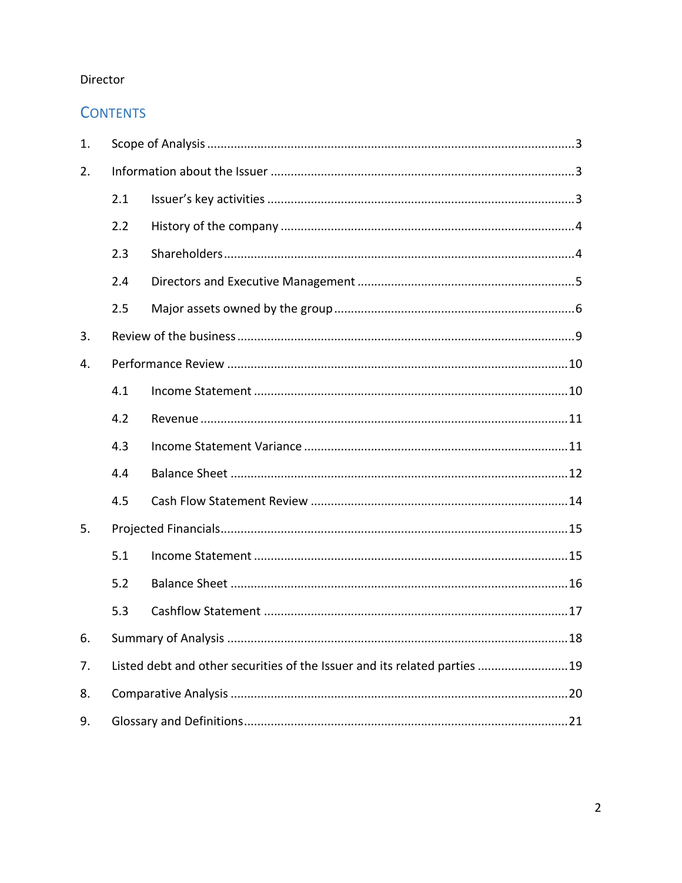Director

## CONTENTS

1. Scope of Analysis ... 3
2. Information about the Issuer ... 3
   - 2.1 Issuer's key activities ... 3
   - 2.2 History of the company ... 4
   - 2.3 Shareholders ... 4
   - 2.4 Directors and Executive Management ... 5
   - 2.5 Major assets owned by the group ... 6
3. Review of the business ... 9
4. Performance Review ... 10
   - 4.1 Income Statement ... 10
   - 4.2 Revenue ... 11
   - 4.3 Income Statement Variance ... 11
   - 4.4 Balance Sheet ... 12
   - 4.5 Cash Flow Statement Review ... 14
5. Projected Financials ... 15
   - 5.1 Income Statement ... 15
   - 5.2 Balance Sheet ... 16
   - 5.3 Cashflow Statement ... 17
6. Summary of Analysis ... 18
7. Listed debt and other securities of the Issuer and its related parties ... 19
8. Comparative Analysis ... 20
9. Glossary and Definitions ... 21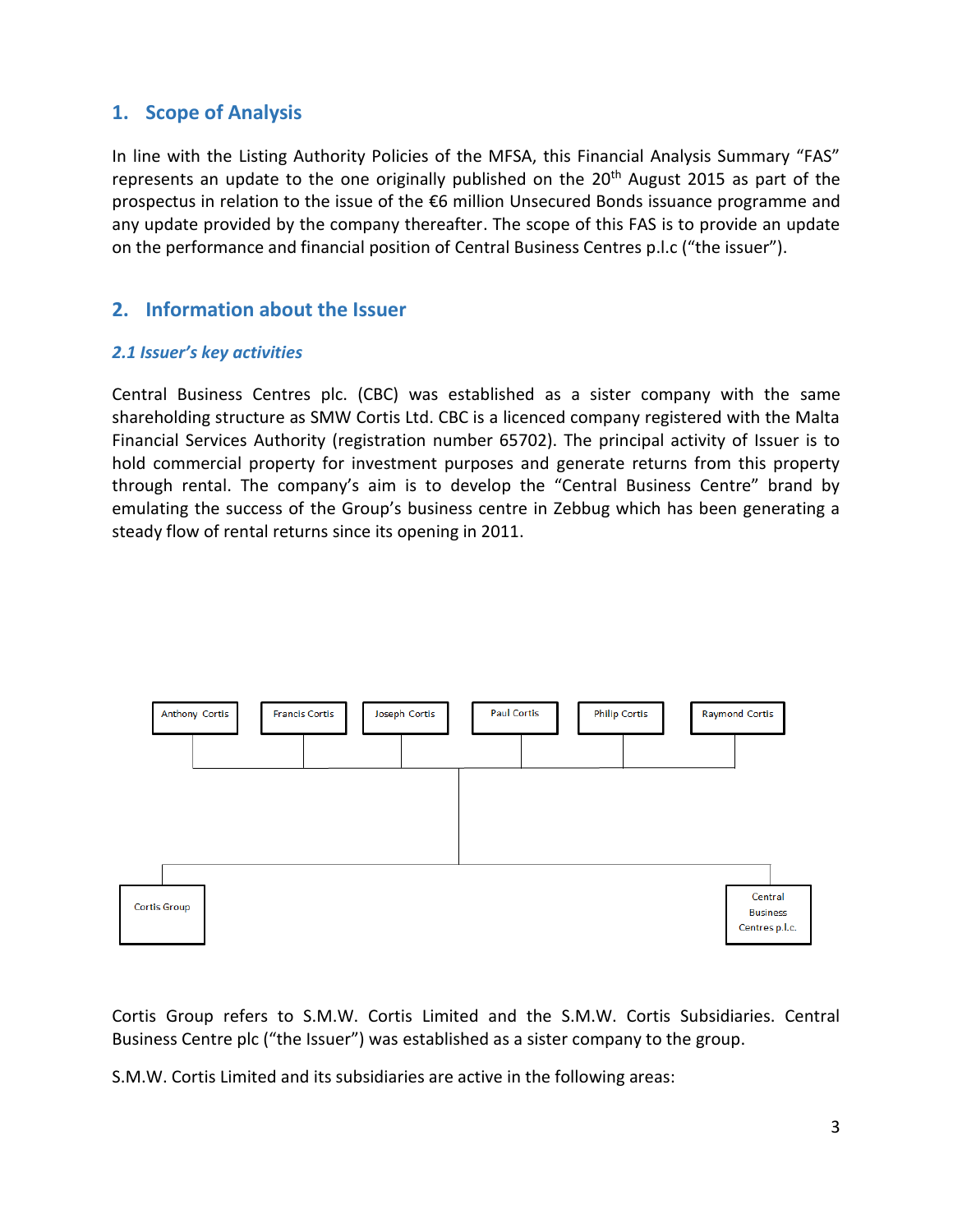## 1. Scope of Analysis

In line with the Listing Authority Policies of the MFSA, this Financial Analysis Summary "FAS" represents an update to the one originally published on the 20th August 2015 as part of the prospectus in relation to the issue of the €6 million Unsecured Bonds issuance programme and any update provided by the company thereafter. The scope of this FAS is to provide an update on the performance and financial position of Central Business Centres p.l.c ("the issuer").

## 2. Information about the Issuer

### *2.1 Issuer's key activities*

Central Business Centres plc. (CBC) was established as a sister company with the same shareholding structure as SMW Cortis Ltd. CBC is a licenced company registered with the Malta Financial Services Authority (registration number 65702). The principal activity of Issuer is to hold commercial property for investment purposes and generate returns from this property through rental. The company's aim is to develop the "Central Business Centre" brand by emulating the success of the Group's business centre in Zebbug which has been generating a steady flow of rental returns since its opening in 2011.

Anthony Cortis | Francis Cortis | Joseph Cortis | Paul Cortis | Philip Cortis | Raymond Cortis

Cortis Group | Central Business Centres p.l.c.

Cortis Group refers to S.M.W. Cortis Limited and the S.M.W. Cortis Subsidiaries. Central Business Centre plc ("the Issuer") was established as a sister company to the group.

S.M.W. Cortis Limited and its subsidiaries are active in the following areas: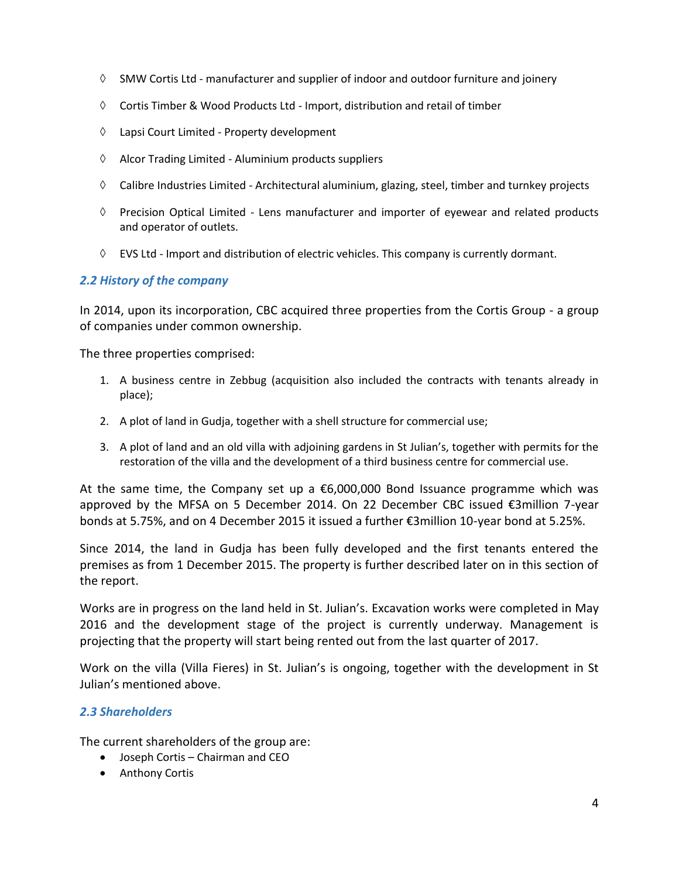- ◊ SMW Cortis Ltd - manufacturer and supplier of indoor and outdoor furniture and joinery
- ◊ Cortis Timber & Wood Products Ltd - Import, distribution and retail of timber
- ◊ Lapsi Court Limited - Property development
- ◊ Alcor Trading Limited - Aluminium products suppliers
- ◊ Calibre Industries Limited - Architectural aluminium, glazing, steel, timber and turnkey projects
- ◊ Precision Optical Limited - Lens manufacturer and importer of eyewear and related products and operator of outlets.
- ◊ EVS Ltd - Import and distribution of electric vehicles. This company is currently dormant.

### *2.2 History of the company*

In 2014, upon its incorporation, CBC acquired three properties from the Cortis Group - a group of companies under common ownership.

The three properties comprised:

1. A business centre in Zebbug (acquisition also included the contracts with tenants already in place);
2. A plot of land in Gudja, together with a shell structure for commercial use;
3. A plot of land and an old villa with adjoining gardens in St Julian's, together with permits for the restoration of the villa and the development of a third business centre for commercial use.

At the same time, the Company set up a €6,000,000 Bond Issuance programme which was approved by the MFSA on 5 December 2014. On 22 December CBC issued €3million 7-year bonds at 5.75%, and on 4 December 2015 it issued a further €3million 10-year bond at 5.25%.

Since 2014, the land in Gudja has been fully developed and the first tenants entered the premises as from 1 December 2015. The property is further described later on in this section of the report.

Works are in progress on the land held in St. Julian's. Excavation works were completed in May 2016 and the development stage of the project is currently underway. Management is projecting that the property will start being rented out from the last quarter of 2017.

Work on the villa (Villa Fieres) in St. Julian's is ongoing, together with the development in St Julian's mentioned above.

### *2.3 Shareholders*

The current shareholders of the group are:

- Joseph Cortis – Chairman and CEO
- Anthony Cortis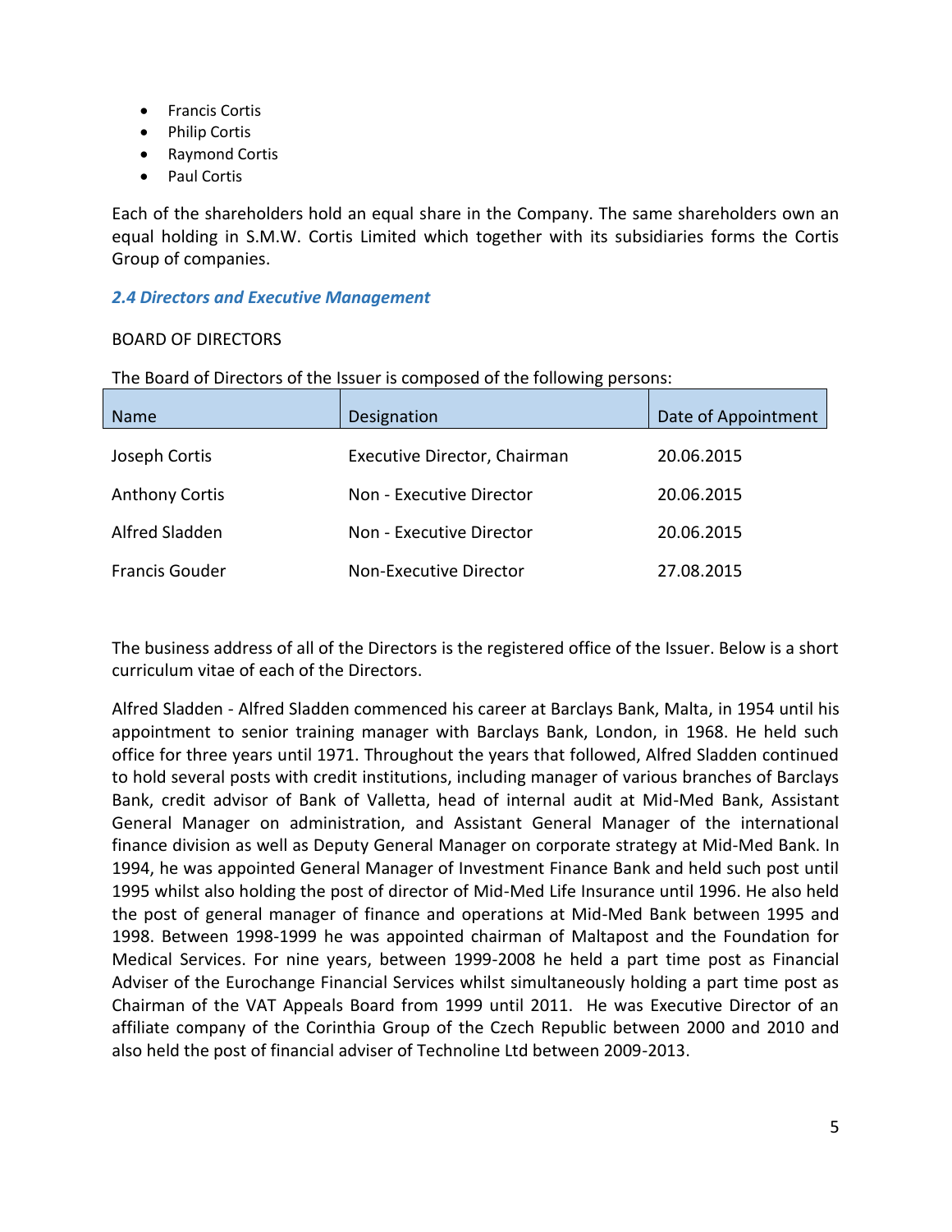- Francis Cortis
- Philip Cortis
- Raymond Cortis
- Paul Cortis

Each of the shareholders hold an equal share in the Company. The same shareholders own an equal holding in S.M.W. Cortis Limited which together with its subsidiaries forms the Cortis Group of companies.

### *2.4 Directors and Executive Management*

BOARD OF DIRECTORS

The Board of Directors of the Issuer is composed of the following persons:

| Name | Designation | Date of Appointment |
|---|---|---|
| Joseph Cortis | Executive Director, Chairman | 20.06.2015 |
| Anthony Cortis | Non - Executive Director | 20.06.2015 |
| Alfred Sladden | Non - Executive Director | 20.06.2015 |
| Francis Gouder | Non-Executive Director | 27.08.2015 |

The business address of all of the Directors is the registered office of the Issuer. Below is a short curriculum vitae of each of the Directors.

Alfred Sladden - Alfred Sladden commenced his career at Barclays Bank, Malta, in 1954 until his appointment to senior training manager with Barclays Bank, London, in 1968. He held such office for three years until 1971. Throughout the years that followed, Alfred Sladden continued to hold several posts with credit institutions, including manager of various branches of Barclays Bank, credit advisor of Bank of Valletta, head of internal audit at Mid-Med Bank, Assistant General Manager on administration, and Assistant General Manager of the international finance division as well as Deputy General Manager on corporate strategy at Mid-Med Bank. In 1994, he was appointed General Manager of Investment Finance Bank and held such post until 1995 whilst also holding the post of director of Mid-Med Life Insurance until 1996. He also held the post of general manager of finance and operations at Mid-Med Bank between 1995 and 1998. Between 1998-1999 he was appointed chairman of Maltapost and the Foundation for Medical Services. For nine years, between 1999-2008 he held a part time post as Financial Adviser of the Eurochange Financial Services whilst simultaneously holding a part time post as Chairman of the VAT Appeals Board from 1999 until 2011. He was Executive Director of an affiliate company of the Corinthia Group of the Czech Republic between 2000 and 2010 and also held the post of financial adviser of Technoline Ltd between 2009-2013.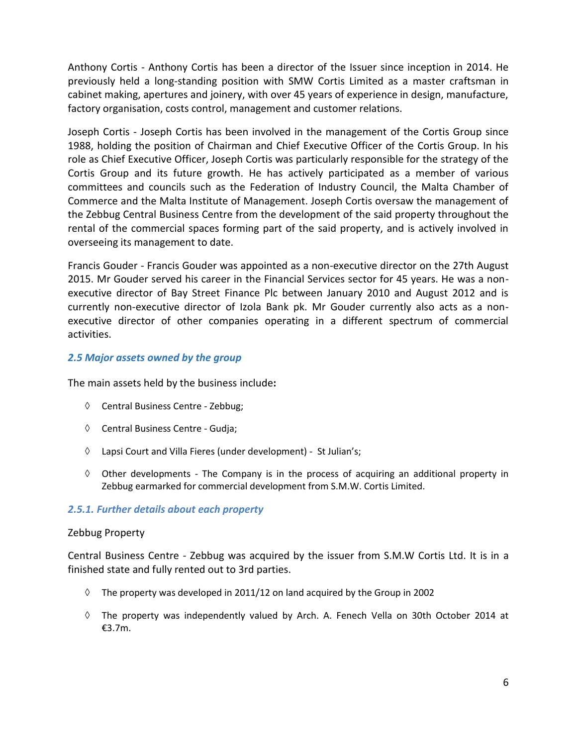Anthony Cortis - Anthony Cortis has been a director of the Issuer since inception in 2014. He previously held a long-standing position with SMW Cortis Limited as a master craftsman in cabinet making, apertures and joinery, with over 45 years of experience in design, manufacture, factory organisation, costs control, management and customer relations.

Joseph Cortis - Joseph Cortis has been involved in the management of the Cortis Group since 1988, holding the position of Chairman and Chief Executive Officer of the Cortis Group. In his role as Chief Executive Officer, Joseph Cortis was particularly responsible for the strategy of the Cortis Group and its future growth. He has actively participated as a member of various committees and councils such as the Federation of Industry Council, the Malta Chamber of Commerce and the Malta Institute of Management. Joseph Cortis oversaw the management of the Zebbug Central Business Centre from the development of the said property throughout the rental of the commercial spaces forming part of the said property, and is actively involved in overseeing its management to date.

Francis Gouder - Francis Gouder was appointed as a non-executive director on the 27th August 2015. Mr Gouder served his career in the Financial Services sector for 45 years. He was a non-executive director of Bay Street Finance Plc between January 2010 and August 2012 and is currently non-executive director of Izola Bank pk. Mr Gouder currently also acts as a non-executive director of other companies operating in a different spectrum of commercial activities.

### *2.5 Major assets owned by the group*

The main assets held by the business include**:**

- Central Business Centre - Zebbug;
- Central Business Centre - Gudja;
- Lapsi Court and Villa Fieres (under development) - St Julian's;
- Other developments - The Company is in the process of acquiring an additional property in Zebbug earmarked for commercial development from S.M.W. Cortis Limited.

#### *2.5.1. Further details about each property*

Zebbug Property

Central Business Centre - Zebbug was acquired by the issuer from S.M.W Cortis Ltd. It is in a finished state and fully rented out to 3rd parties.

- The property was developed in 2011/12 on land acquired by the Group in 2002
- The property was independently valued by Arch. A. Fenech Vella on 30th October 2014 at €3.7m.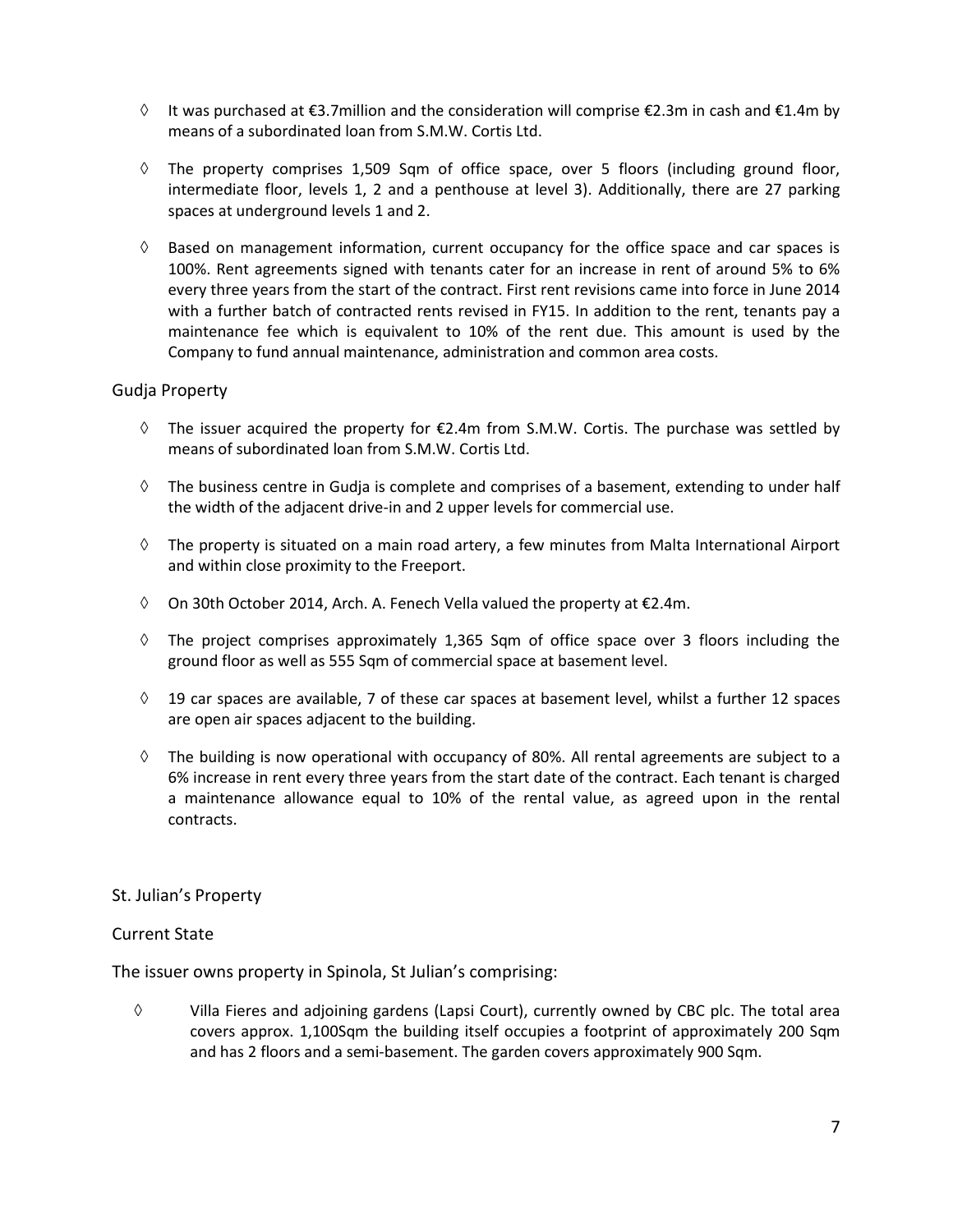- It was purchased at €3.7million and the consideration will comprise €2.3m in cash and €1.4m by means of a subordinated loan from S.M.W. Cortis Ltd.
- The property comprises 1,509 Sqm of office space, over 5 floors (including ground floor, intermediate floor, levels 1, 2 and a penthouse at level 3). Additionally, there are 27 parking spaces at underground levels 1 and 2.
- Based on management information, current occupancy for the office space and car spaces is 100%. Rent agreements signed with tenants cater for an increase in rent of around 5% to 6% every three years from the start of the contract. First rent revisions came into force in June 2014 with a further batch of contracted rents revised in FY15. In addition to the rent, tenants pay a maintenance fee which is equivalent to 10% of the rent due. This amount is used by the Company to fund annual maintenance, administration and common area costs.

## Gudja Property

- The issuer acquired the property for €2.4m from S.M.W. Cortis. The purchase was settled by means of subordinated loan from S.M.W. Cortis Ltd.
- The business centre in Gudja is complete and comprises of a basement, extending to under half the width of the adjacent drive-in and 2 upper levels for commercial use.
- The property is situated on a main road artery, a few minutes from Malta International Airport and within close proximity to the Freeport.
- On 30th October 2014, Arch. A. Fenech Vella valued the property at €2.4m.
- The project comprises approximately 1,365 Sqm of office space over 3 floors including the ground floor as well as 555 Sqm of commercial space at basement level.
- 19 car spaces are available, 7 of these car spaces at basement level, whilst a further 12 spaces are open air spaces adjacent to the building.
- The building is now operational with occupancy of 80%. All rental agreements are subject to a 6% increase in rent every three years from the start date of the contract. Each tenant is charged a maintenance allowance equal to 10% of the rental value, as agreed upon in the rental contracts.

## St. Julian's Property

### Current State

The issuer owns property in Spinola, St Julian's comprising:

- Villa Fieres and adjoining gardens (Lapsi Court), currently owned by CBC plc. The total area covers approx. 1,100Sqm the building itself occupies a footprint of approximately 200 Sqm and has 2 floors and a semi-basement. The garden covers approximately 900 Sqm.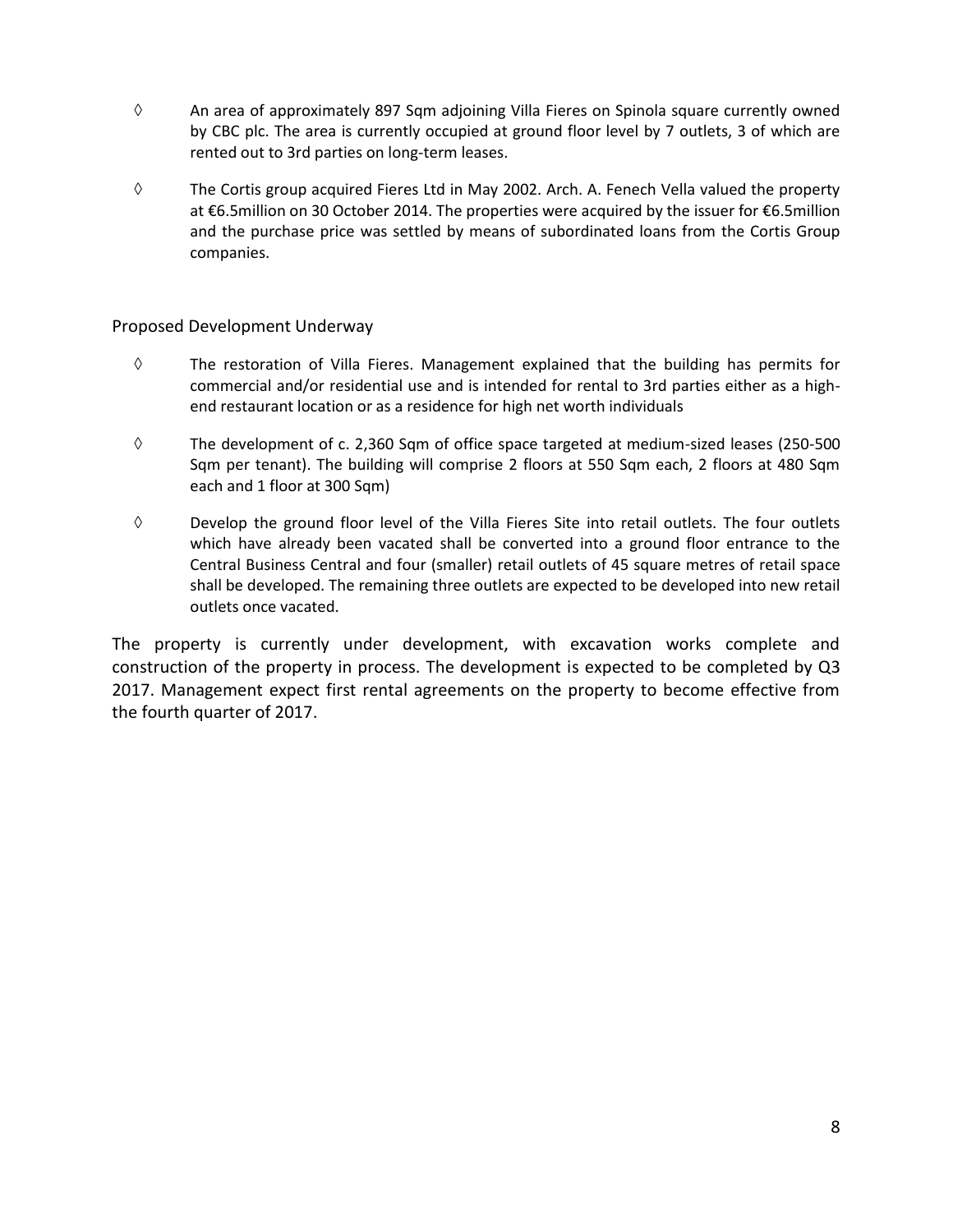- ◊ An area of approximately 897 Sqm adjoining Villa Fieres on Spinola square currently owned by CBC plc. The area is currently occupied at ground floor level by 7 outlets, 3 of which are rented out to 3rd parties on long-term leases.
- ◊ The Cortis group acquired Fieres Ltd in May 2002. Arch. A. Fenech Vella valued the property at €6.5million on 30 October 2014. The properties were acquired by the issuer for €6.5million and the purchase price was settled by means of subordinated loans from the Cortis Group companies.

Proposed Development Underway

- ◊ The restoration of Villa Fieres. Management explained that the building has permits for commercial and/or residential use and is intended for rental to 3rd parties either as a high-end restaurant location or as a residence for high net worth individuals
- ◊ The development of c. 2,360 Sqm of office space targeted at medium-sized leases (250-500 Sqm per tenant). The building will comprise 2 floors at 550 Sqm each, 2 floors at 480 Sqm each and 1 floor at 300 Sqm)
- ◊ Develop the ground floor level of the Villa Fieres Site into retail outlets. The four outlets which have already been vacated shall be converted into a ground floor entrance to the Central Business Central and four (smaller) retail outlets of 45 square metres of retail space shall be developed. The remaining three outlets are expected to be developed into new retail outlets once vacated.

The property is currently under development, with excavation works complete and construction of the property in process. The development is expected to be completed by Q3 2017. Management expect first rental agreements on the property to become effective from the fourth quarter of 2017.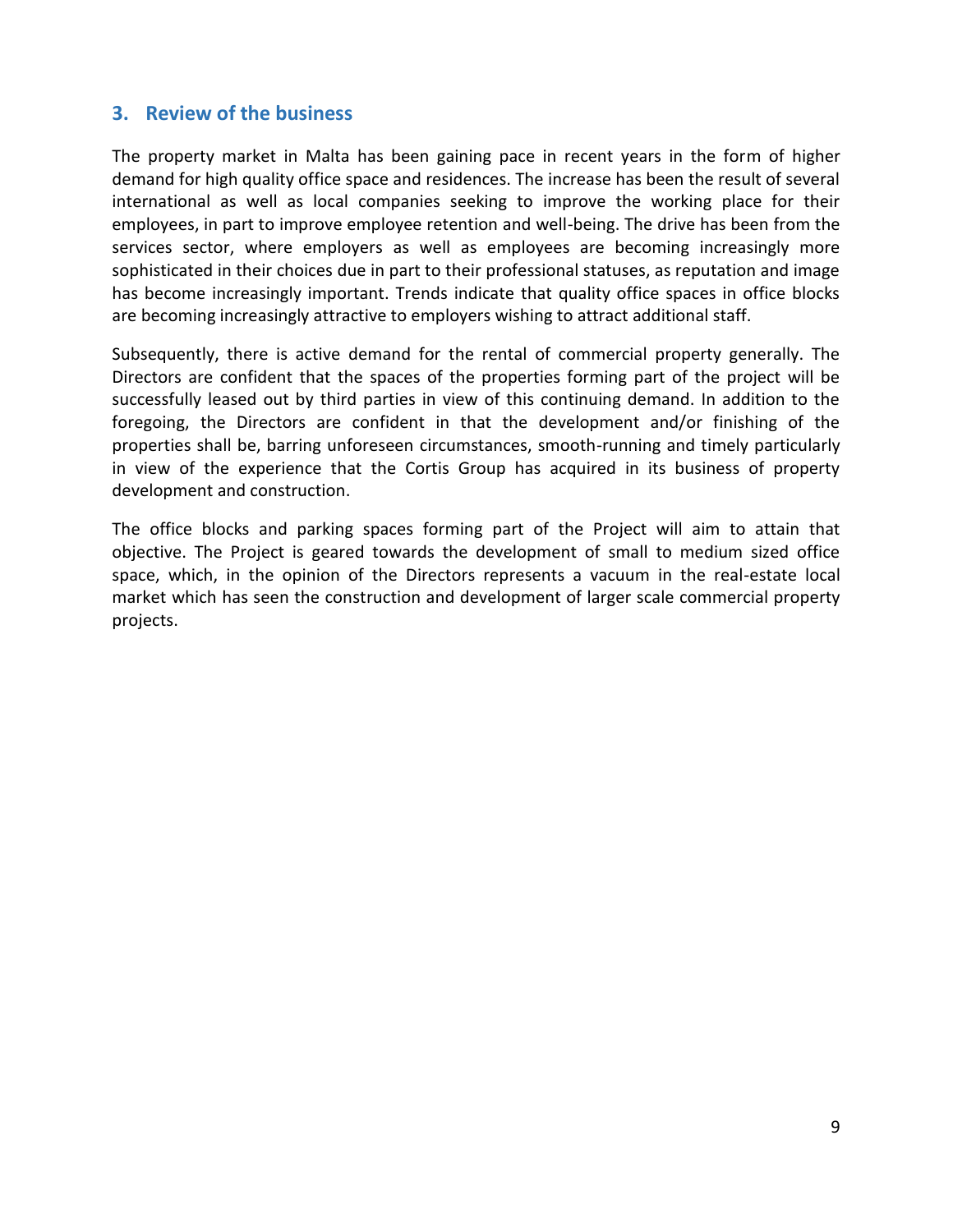## 3. Review of the business

The property market in Malta has been gaining pace in recent years in the form of higher demand for high quality office space and residences. The increase has been the result of several international as well as local companies seeking to improve the working place for their employees, in part to improve employee retention and well-being. The drive has been from the services sector, where employers as well as employees are becoming increasingly more sophisticated in their choices due in part to their professional statuses, as reputation and image has become increasingly important. Trends indicate that quality office spaces in office blocks are becoming increasingly attractive to employers wishing to attract additional staff.

Subsequently, there is active demand for the rental of commercial property generally. The Directors are confident that the spaces of the properties forming part of the project will be successfully leased out by third parties in view of this continuing demand. In addition to the foregoing, the Directors are confident in that the development and/or finishing of the properties shall be, barring unforeseen circumstances, smooth-running and timely particularly in view of the experience that the Cortis Group has acquired in its business of property development and construction.

The office blocks and parking spaces forming part of the Project will aim to attain that objective. The Project is geared towards the development of small to medium sized office space, which, in the opinion of the Directors represents a vacuum in the real-estate local market which has seen the construction and development of larger scale commercial property projects.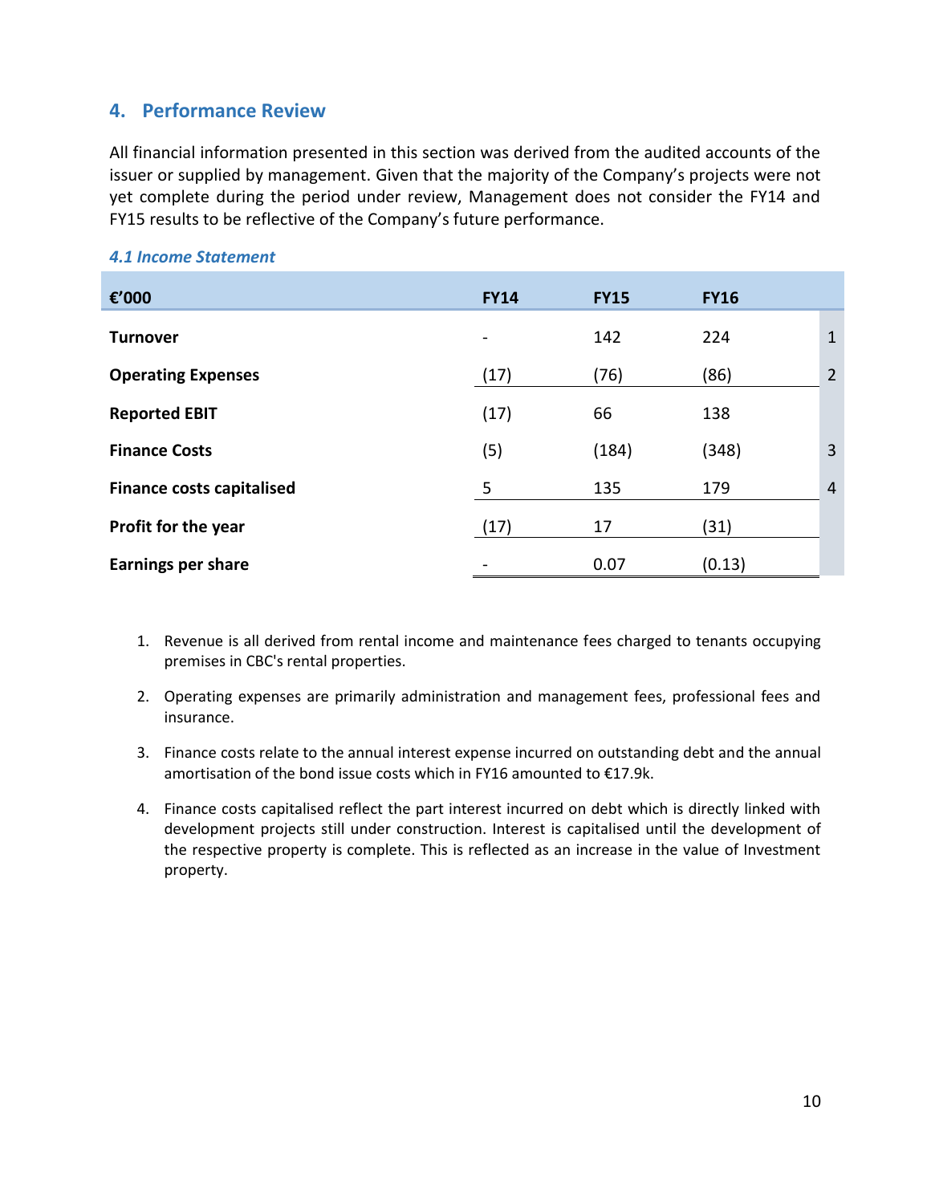## 4. Performance Review

All financial information presented in this section was derived from the audited accounts of the issuer or supplied by management. Given that the majority of the Company's projects were not yet complete during the period under review, Management does not consider the FY14 and FY15 results to be reflective of the Company's future performance.

### *4.1 Income Statement*

| €'000 | FY14 | FY15 | FY16 | |
|---|---|---|---|---|
| **Turnover** | - | 142 | 224 | 1 |
| **Operating Expenses** | (17) | (76) | (86) | 2 |
| **Reported EBIT** | (17) | 66 | 138 | |
| **Finance Costs** | (5) | (184) | (348) | 3 |
| **Finance costs capitalised** | 5 | 135 | 179 | 4 |
| **Profit for the year** | (17) | 17 | (31) | |
| **Earnings per share** | - | 0.07 | (0.13) | |

1. Revenue is all derived from rental income and maintenance fees charged to tenants occupying premises in CBC's rental properties.
2. Operating expenses are primarily administration and management fees, professional fees and insurance.
3. Finance costs relate to the annual interest expense incurred on outstanding debt and the annual amortisation of the bond issue costs which in FY16 amounted to €17.9k.
4. Finance costs capitalised reflect the part interest incurred on debt which is directly linked with development projects still under construction. Interest is capitalised until the development of the respective property is complete. This is reflected as an increase in the value of Investment property.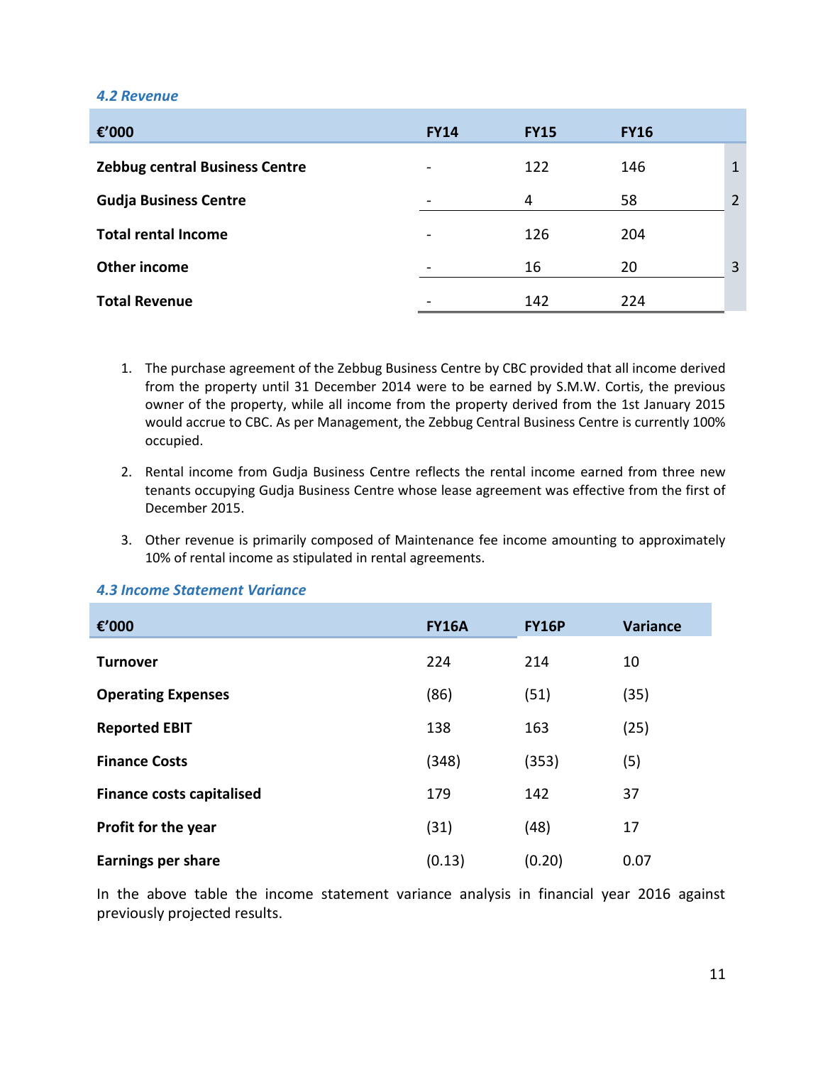### *4.2 Revenue*

| €'000 | FY14 | FY15 | FY16 | |
|---|---|---|---|---|
| **Zebbug central Business Centre** | - | 122 | 146 | 1 |
| **Gudja Business Centre** | - | 4 | 58 | 2 |
| **Total rental Income** | - | 126 | 204 | |
| **Other income** | - | 16 | 20 | 3 |
| **Total Revenue** | - | 142 | 224 | |

1. The purchase agreement of the Zebbug Business Centre by CBC provided that all income derived from the property until 31 December 2014 were to be earned by S.M.W. Cortis, the previous owner of the property, while all income from the property derived from the 1st January 2015 would accrue to CBC. As per Management, the Zebbug Central Business Centre is currently 100% occupied.
2. Rental income from Gudja Business Centre reflects the rental income earned from three new tenants occupying Gudja Business Centre whose lease agreement was effective from the first of December 2015.
3. Other revenue is primarily composed of Maintenance fee income amounting to approximately 10% of rental income as stipulated in rental agreements.

### *4.3 Income Statement Variance*

| €'000 | FY16A | FY16P | Variance |
|---|---|---|---|
| **Turnover** | 224 | 214 | 10 |
| **Operating Expenses** | (86) | (51) | (35) |
| **Reported EBIT** | 138 | 163 | (25) |
| **Finance Costs** | (348) | (353) | (5) |
| **Finance costs capitalised** | 179 | 142 | 37 |
| **Profit for the year** | (31) | (48) | 17 |
| **Earnings per share** | (0.13) | (0.20) | 0.07 |

In the above table the income statement variance analysis in financial year 2016 against previously projected results.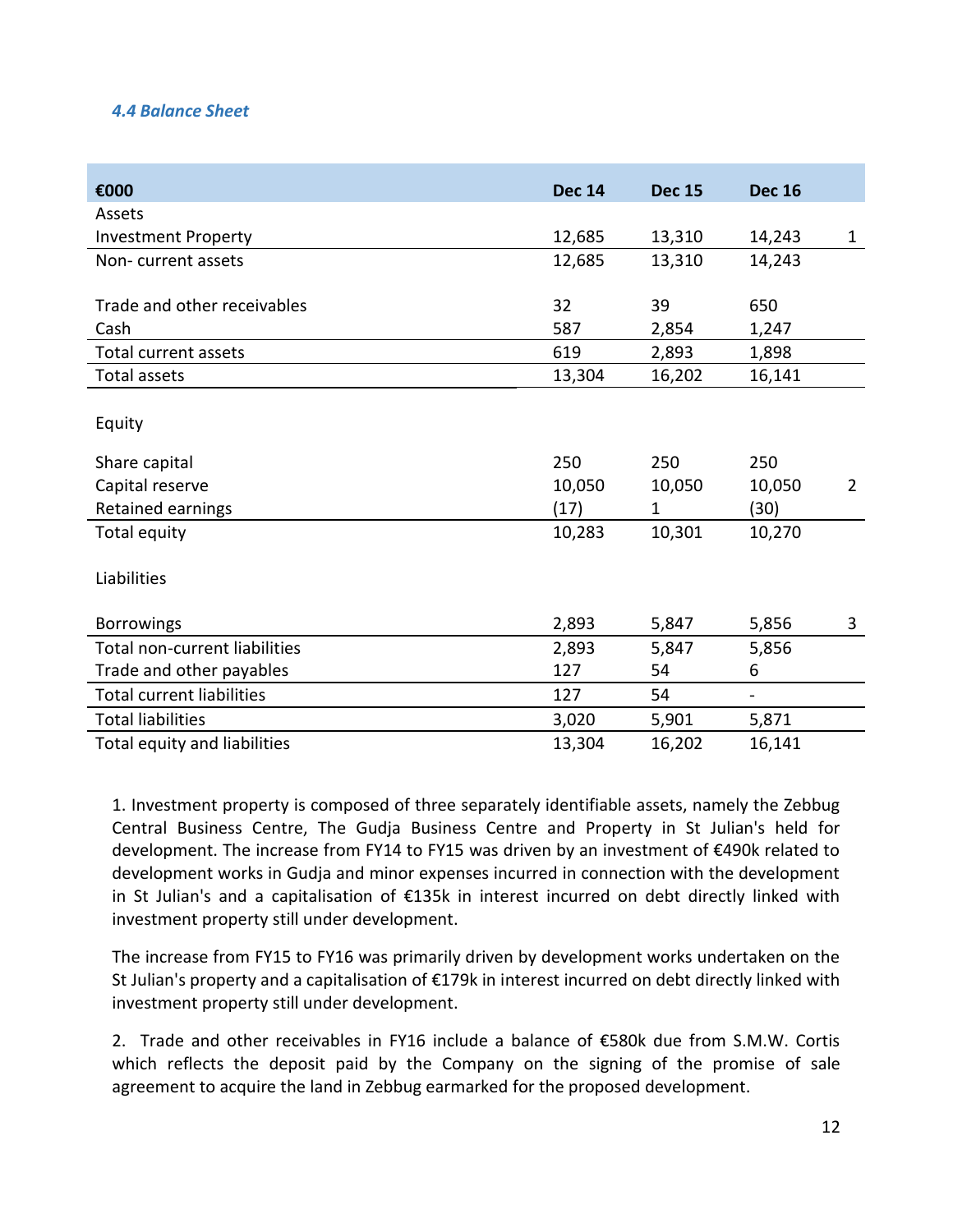### *4.4 Balance Sheet*

| €000 | Dec 14 | Dec 15 | Dec 16 | |
|---|---|---|---|---|
| Assets | | | | |
| Investment Property | 12,685 | 13,310 | 14,243 | 1 |
| Non- current assets | 12,685 | 13,310 | 14,243 | |
| | | | | |
| Trade and other receivables | 32 | 39 | 650 | |
| Cash | 587 | 2,854 | 1,247 | |
| Total current assets | 619 | 2,893 | 1,898 | |
| Total assets | 13,304 | 16,202 | 16,141 | |
| | | | | |
| Equity | | | | |
| | | | | |
| Share capital | 250 | 250 | 250 | |
| Capital reserve | 10,050 | 10,050 | 10,050 | 2 |
| Retained earnings | (17) | 1 | (30) | |
| Total equity | 10,283 | 10,301 | 10,270 | |
| | | | | |
| Liabilities | | | | |
| | | | | |
| Borrowings | 2,893 | 5,847 | 5,856 | 3 |
| Total non-current liabilities | 2,893 | 5,847 | 5,856 | |
| Trade and other payables | 127 | 54 | 6 | |
| Total current liabilities | 127 | 54 | - | |
| Total liabilities | 3,020 | 5,901 | 5,871 | |
| Total equity and liabilities | 13,304 | 16,202 | 16,141 | |

1. Investment property is composed of three separately identifiable assets, namely the Zebbug Central Business Centre, The Gudja Business Centre and Property in St Julian's held for development. The increase from FY14 to FY15 was driven by an investment of €490k related to development works in Gudja and minor expenses incurred in connection with the development in St Julian's and a capitalisation of €135k in interest incurred on debt directly linked with investment property still under development.

The increase from FY15 to FY16 was primarily driven by development works undertaken on the St Julian's property and a capitalisation of €179k in interest incurred on debt directly linked with investment property still under development.

2. Trade and other receivables in FY16 include a balance of €580k due from S.M.W. Cortis which reflects the deposit paid by the Company on the signing of the promise of sale agreement to acquire the land in Zebbug earmarked for the proposed development.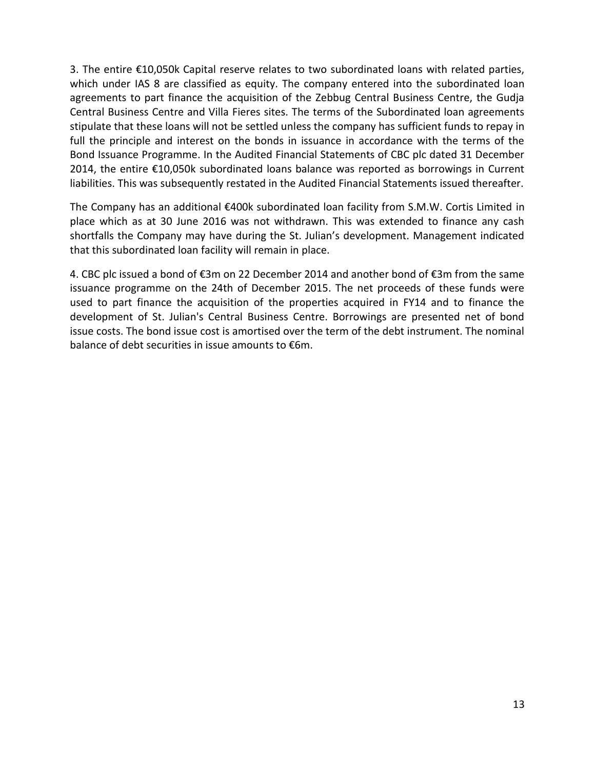3. The entire €10,050k Capital reserve relates to two subordinated loans with related parties, which under IAS 8 are classified as equity. The company entered into the subordinated loan agreements to part finance the acquisition of the Zebbug Central Business Centre, the Gudja Central Business Centre and Villa Fieres sites. The terms of the Subordinated loan agreements stipulate that these loans will not be settled unless the company has sufficient funds to repay in full the principle and interest on the bonds in issuance in accordance with the terms of the Bond Issuance Programme. In the Audited Financial Statements of CBC plc dated 31 December 2014, the entire €10,050k subordinated loans balance was reported as borrowings in Current liabilities. This was subsequently restated in the Audited Financial Statements issued thereafter.

The Company has an additional €400k subordinated loan facility from S.M.W. Cortis Limited in place which as at 30 June 2016 was not withdrawn. This was extended to finance any cash shortfalls the Company may have during the St. Julian's development. Management indicated that this subordinated loan facility will remain in place.

4. CBC plc issued a bond of €3m on 22 December 2014 and another bond of €3m from the same issuance programme on the 24th of December 2015. The net proceeds of these funds were used to part finance the acquisition of the properties acquired in FY14 and to finance the development of St. Julian's Central Business Centre. Borrowings are presented net of bond issue costs. The bond issue cost is amortised over the term of the debt instrument. The nominal balance of debt securities in issue amounts to €6m.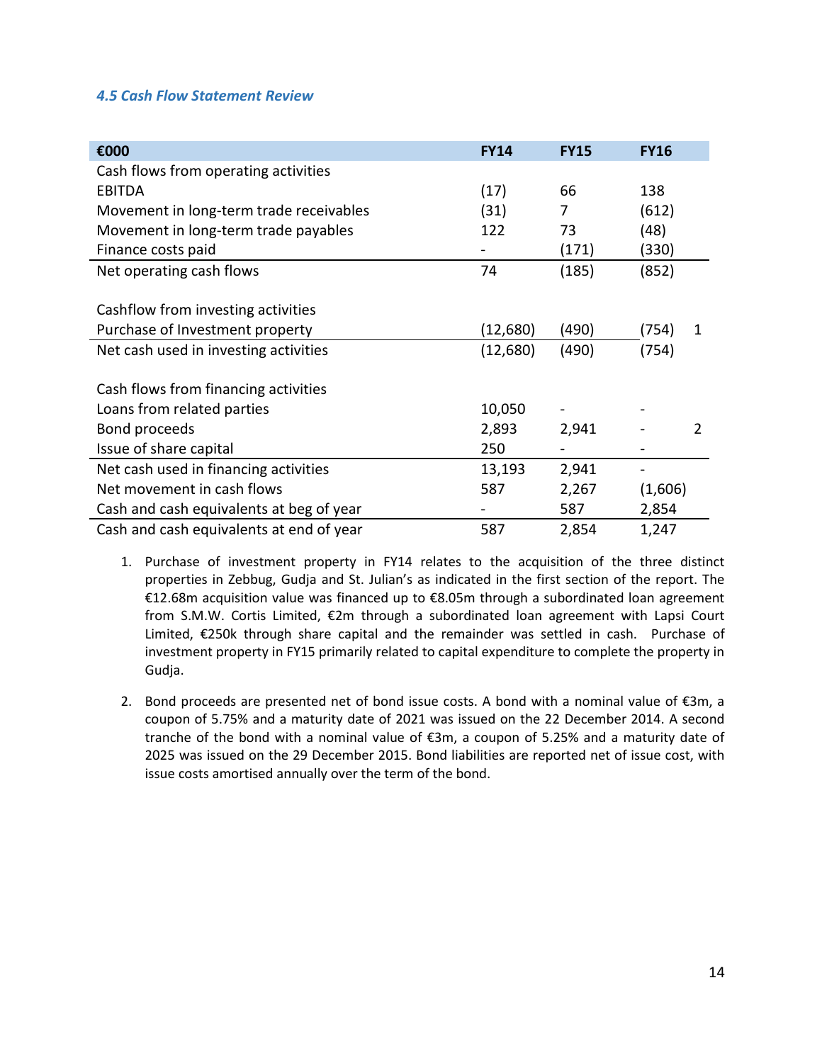### *4.5 Cash Flow Statement Review*

| €000 | FY14 | FY15 | FY16 | |
|---|---|---|---|---|
| Cash flows from operating activities | | | | |
| EBITDA | (17) | 66 | 138 | |
| Movement in long-term trade receivables | (31) | 7 | (612) | |
| Movement in long-term trade payables | 122 | 73 | (48) | |
| Finance costs paid | - | (171) | (330) | |
| Net operating cash flows | 74 | (185) | (852) | |
| | | | | |
| Cashflow from investing activities | | | | |
| Purchase of Investment property | (12,680) | (490) | (754) | 1 |
| Net cash used in investing activities | (12,680) | (490) | (754) | |
| | | | | |
| Cash flows from financing activities | | | | |
| Loans from related parties | 10,050 | - | - | |
| Bond proceeds | 2,893 | 2,941 | - | 2 |
| Issue of share capital | 250 | - | - | |
| Net cash used in financing activities | 13,193 | 2,941 | - | |
| Net movement in cash flows | 587 | 2,267 | (1,606) | |
| Cash and cash equivalents at beg of year | - | 587 | 2,854 | |
| Cash and cash equivalents at end of year | 587 | 2,854 | 1,247 | |

1. Purchase of investment property in FY14 relates to the acquisition of the three distinct properties in Zebbug, Gudja and St. Julian's as indicated in the first section of the report. The €12.68m acquisition value was financed up to €8.05m through a subordinated loan agreement from S.M.W. Cortis Limited, €2m through a subordinated loan agreement with Lapsi Court Limited, €250k through share capital and the remainder was settled in cash. Purchase of investment property in FY15 primarily related to capital expenditure to complete the property in Gudja.

2. Bond proceeds are presented net of bond issue costs. A bond with a nominal value of €3m, a coupon of 5.75% and a maturity date of 2021 was issued on the 22 December 2014. A second tranche of the bond with a nominal value of €3m, a coupon of 5.25% and a maturity date of 2025 was issued on the 29 December 2015. Bond liabilities are reported net of issue cost, with issue costs amortised annually over the term of the bond.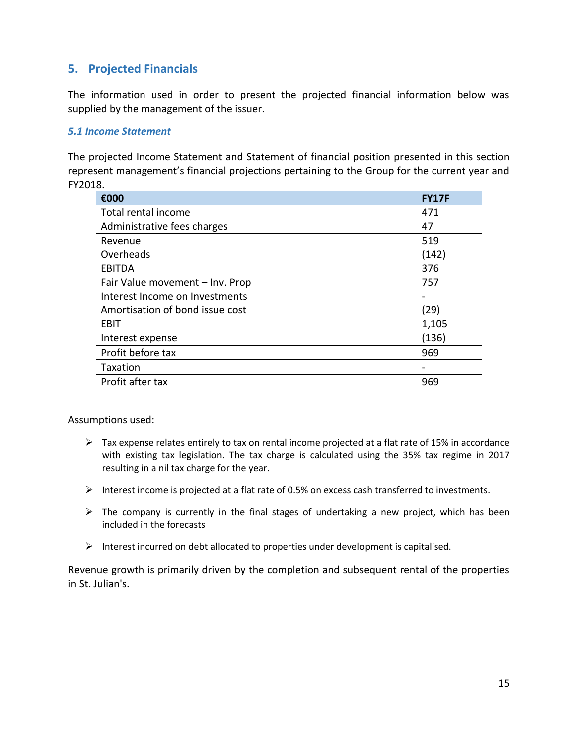## 5. Projected Financials

The information used in order to present the projected financial information below was supplied by the management of the issuer.

### *5.1 Income Statement*

The projected Income Statement and Statement of financial position presented in this section represent management's financial projections pertaining to the Group for the current year and FY2018.

| €000 | FY17F |
|---|---|
| Total rental income | 471 |
| Administrative fees charges | 47 |
| Revenue | 519 |
| Overheads | (142) |
| EBITDA | 376 |
| Fair Value movement – Inv. Prop | 757 |
| Interest Income on Investments | - |
| Amortisation of bond issue cost | (29) |
| EBIT | 1,105 |
| Interest expense | (136) |
| Profit before tax | 969 |
| Taxation | - |
| Profit after tax | 969 |

Assumptions used:

- Tax expense relates entirely to tax on rental income projected at a flat rate of 15% in accordance with existing tax legislation. The tax charge is calculated using the 35% tax regime in 2017 resulting in a nil tax charge for the year.
- Interest income is projected at a flat rate of 0.5% on excess cash transferred to investments.
- The company is currently in the final stages of undertaking a new project, which has been included in the forecasts
- Interest incurred on debt allocated to properties under development is capitalised.

Revenue growth is primarily driven by the completion and subsequent rental of the properties in St. Julian's.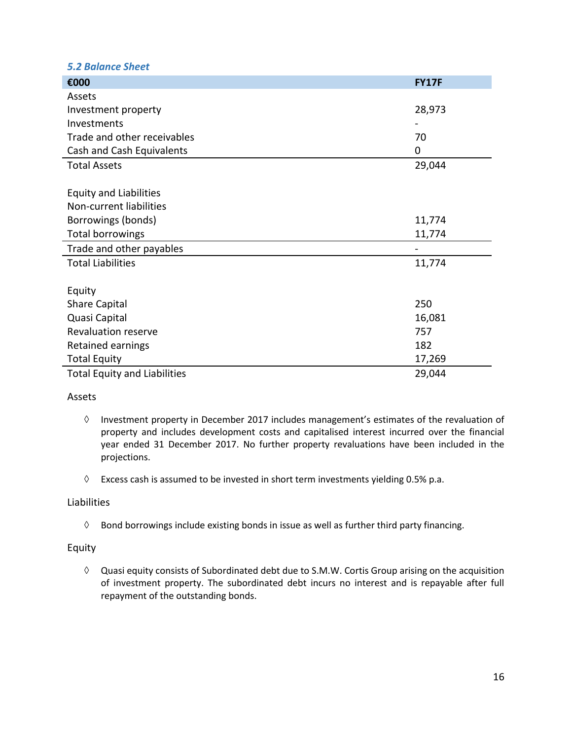### *5.2 Balance Sheet*

| €000 | FY17F |
|---|---|
| Assets | |
| Investment property | 28,973 |
| Investments | - |
| Trade and other receivables | 70 |
| Cash and Cash Equivalents | 0 |
| Total Assets | 29,044 |
| | |
| Equity and Liabilities | |
| Non-current liabilities | |
| Borrowings (bonds) | 11,774 |
| Total borrowings | 11,774 |
| Trade and other payables | - |
| Total Liabilities | 11,774 |
| | |
| Equity | |
| Share Capital | 250 |
| Quasi Capital | 16,081 |
| Revaluation reserve | 757 |
| Retained earnings | 182 |
| Total Equity | 17,269 |
| Total Equity and Liabilities | 29,044 |

Assets

- Investment property in December 2017 includes management's estimates of the revaluation of property and includes development costs and capitalised interest incurred over the financial year ended 31 December 2017. No further property revaluations have been included in the projections.
- Excess cash is assumed to be invested in short term investments yielding 0.5% p.a.

Liabilities

- Bond borrowings include existing bonds in issue as well as further third party financing.

Equity

- Quasi equity consists of Subordinated debt due to S.M.W. Cortis Group arising on the acquisition of investment property. The subordinated debt incurs no interest and is repayable after full repayment of the outstanding bonds.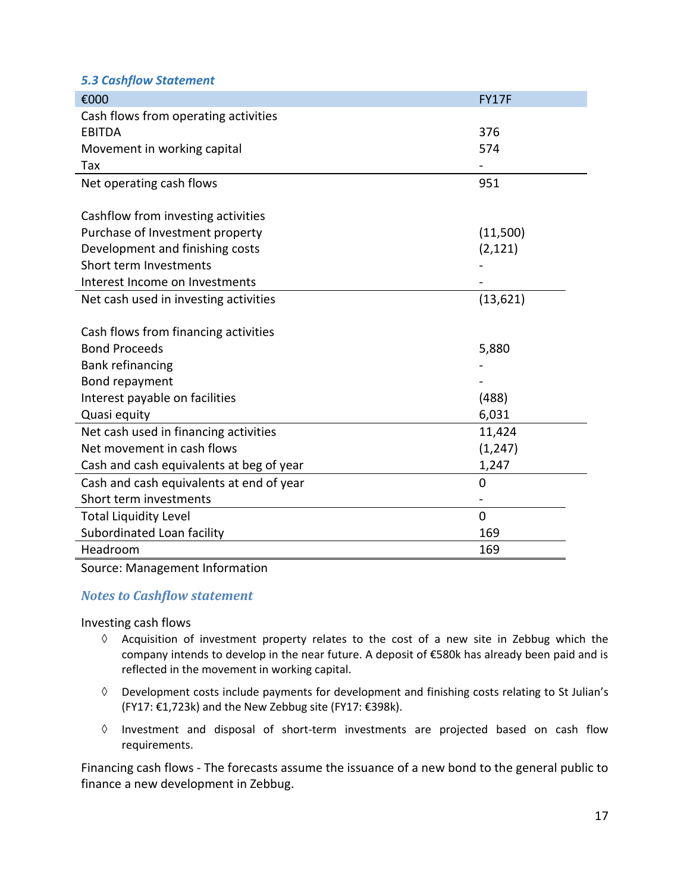### *5.3 Cashflow Statement*

| €000 | FY17F |
|---|---|
| Cash flows from operating activities | |
| EBITDA | 376 |
| Movement in working capital | 574 |
| Tax | - |
| Net operating cash flows | 951 |
| | |
| Cashflow from investing activities | |
| Purchase of Investment property | (11,500) |
| Development and finishing costs | (2,121) |
| Short term Investments | - |
| Interest Income on Investments | - |
| Net cash used in investing activities | (13,621) |
| | |
| Cash flows from financing activities | |
| Bond Proceeds | 5,880 |
| Bank refinancing | - |
| Bond repayment | - |
| Interest payable on facilities | (488) |
| Quasi equity | 6,031 |
| Net cash used in financing activities | 11,424 |
| Net movement in cash flows | (1,247) |
| Cash and cash equivalents at beg of year | 1,247 |
| Cash and cash equivalents at end of year | 0 |
| Short term investments | - |
| Total Liquidity Level | 0 |
| Subordinated Loan facility | 169 |
| Headroom | 169 |

Source: Management Information

### *Notes to Cashflow statement*

Investing cash flows

- ◊ Acquisition of investment property relates to the cost of a new site in Zebbug which the company intends to develop in the near future. A deposit of €580k has already been paid and is reflected in the movement in working capital.
- ◊ Development costs include payments for development and finishing costs relating to St Julian's (FY17: €1,723k) and the New Zebbug site (FY17: €398k).
- ◊ Investment and disposal of short-term investments are projected based on cash flow requirements.

Financing cash flows - The forecasts assume the issuance of a new bond to the general public to finance a new development in Zebbug.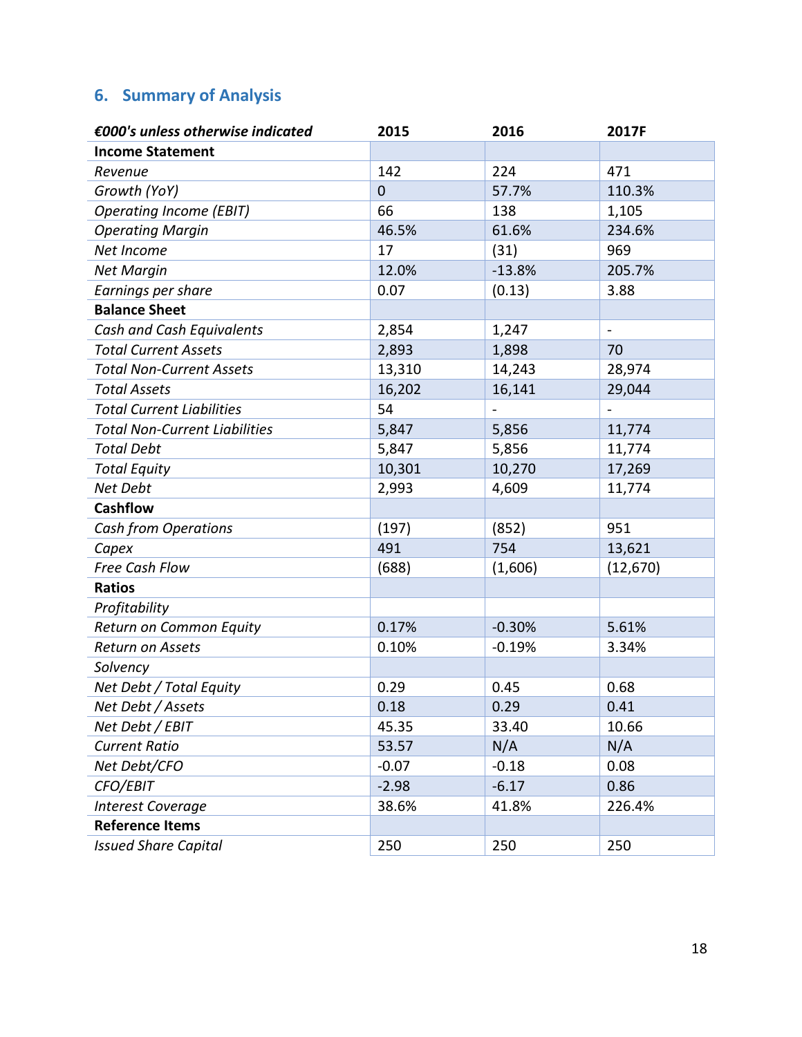## 6. Summary of Analysis

| *€000's unless otherwise indicated* | 2015 | 2016 | 2017F |
|---|---|---|---|
| **Income Statement** | | | |
| *Revenue* | 142 | 224 | 471 |
| *Growth (YoY)* | 0 | 57.7% | 110.3% |
| *Operating Income (EBIT)* | 66 | 138 | 1,105 |
| *Operating Margin* | 46.5% | 61.6% | 234.6% |
| *Net Income* | 17 | (31) | 969 |
| *Net Margin* | 12.0% | -13.8% | 205.7% |
| *Earnings per share* | 0.07 | (0.13) | 3.88 |
| **Balance Sheet** | | | |
| *Cash and Cash Equivalents* | 2,854 | 1,247 | - |
| *Total Current Assets* | 2,893 | 1,898 | 70 |
| *Total Non-Current Assets* | 13,310 | 14,243 | 28,974 |
| *Total Assets* | 16,202 | 16,141 | 29,044 |
| *Total Current Liabilities* | 54 | - | - |
| *Total Non-Current Liabilities* | 5,847 | 5,856 | 11,774 |
| *Total Debt* | 5,847 | 5,856 | 11,774 |
| *Total Equity* | 10,301 | 10,270 | 17,269 |
| *Net Debt* | 2,993 | 4,609 | 11,774 |
| **Cashflow** | | | |
| *Cash from Operations* | (197) | (852) | 951 |
| *Capex* | 491 | 754 | 13,621 |
| *Free Cash Flow* | (688) | (1,606) | (12,670) |
| **Ratios** | | | |
| *Profitability* | | | |
| *Return on Common Equity* | 0.17% | -0.30% | 5.61% |
| *Return on Assets* | 0.10% | -0.19% | 3.34% |
| *Solvency* | | | |
| *Net Debt / Total Equity* | 0.29 | 0.45 | 0.68 |
| *Net Debt / Assets* | 0.18 | 0.29 | 0.41 |
| *Net Debt / EBIT* | 45.35 | 33.40 | 10.66 |
| *Current Ratio* | 53.57 | N/A | N/A |
| *Net Debt/CFO* | -0.07 | -0.18 | 0.08 |
| *CFO/EBIT* | -2.98 | -6.17 | 0.86 |
| *Interest Coverage* | 38.6% | 41.8% | 226.4% |
| **Reference Items** | | | |
| *Issued Share Capital* | 250 | 250 | 250 |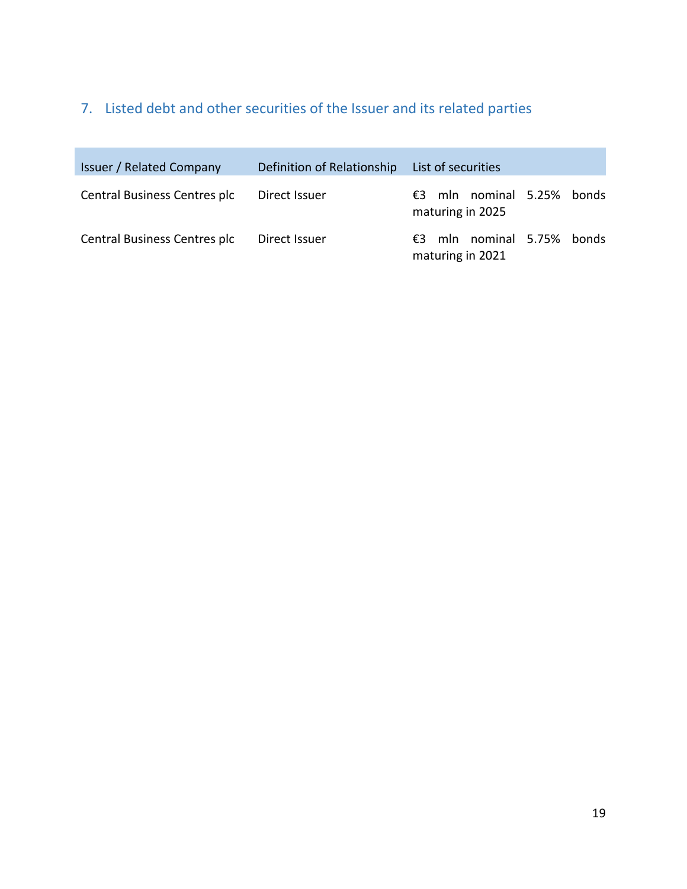## 7. Listed debt and other securities of the Issuer and its related parties

| Issuer / Related Company | Definition of Relationship | List of securities |
|---|---|---|
| Central Business Centres plc | Direct Issuer | €3 mln nominal 5.25% bonds maturing in 2025 |
| Central Business Centres plc | Direct Issuer | €3 mln nominal 5.75% bonds maturing in 2021 |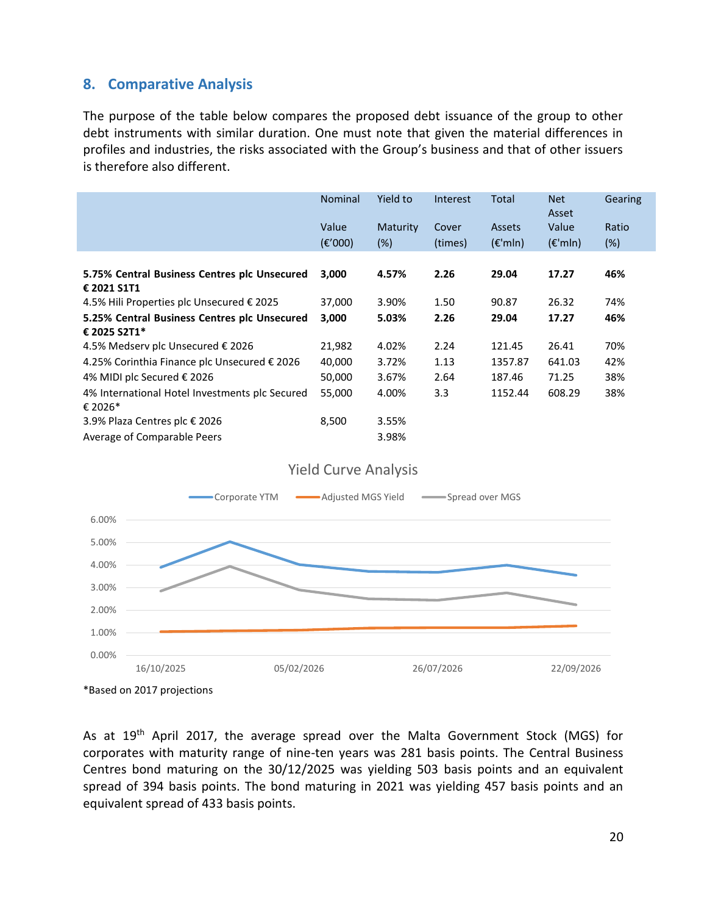## 8. Comparative Analysis

The purpose of the table below compares the proposed debt issuance of the group to other debt instruments with similar duration. One must note that given the material differences in profiles and industries, the risks associated with the Group's business and that of other issuers is therefore also different.

| | Nominal Value (€'000) | Yield to Maturity (%) | Interest Cover (times) | Total Assets (€'mln) | Net Asset Value (€'mln) | Gearing Ratio (%) |
|---|---|---|---|---|---|---|
| **5.75% Central Business Centres plc Unsecured € 2021 S1T1** | **3,000** | **4.57%** | **2.26** | **29.04** | **17.27** | **46%** |
| 4.5% Hili Properties plc Unsecured € 2025 | 37,000 | 3.90% | 1.50 | 90.87 | 26.32 | 74% |
| **5.25% Central Business Centres plc Unsecured € 2025 S2T1*** | **3,000** | **5.03%** | **2.26** | **29.04** | **17.27** | **46%** |
| 4.5% Medserv plc Unsecured € 2026 | 21,982 | 4.02% | 2.24 | 121.45 | 26.41 | 70% |
| 4.25% Corinthia Finance plc Unsecured € 2026 | 40,000 | 3.72% | 1.13 | 1357.87 | 641.03 | 42% |
| 4% MIDI plc Secured € 2026 | 50,000 | 3.67% | 2.64 | 187.46 | 71.25 | 38% |
| 4% International Hotel Investments plc Secured € 2026* | 55,000 | 4.00% | 3.3 | 1152.44 | 608.29 | 38% |
| 3.9% Plaza Centres plc € 2026 | 8,500 | 3.55% | | | | |
| Average of Comparable Peers | | 3.98% | | | | |

Yield Curve Analysis

*Based on 2017 projections

As at 19th April 2017, the average spread over the Malta Government Stock (MGS) for corporates with maturity range of nine-ten years was 281 basis points. The Central Business Centres bond maturing on the 30/12/2025 was yielding 503 basis points and an equivalent spread of 394 basis points. The bond maturing in 2021 was yielding 457 basis points and an equivalent spread of 433 basis points.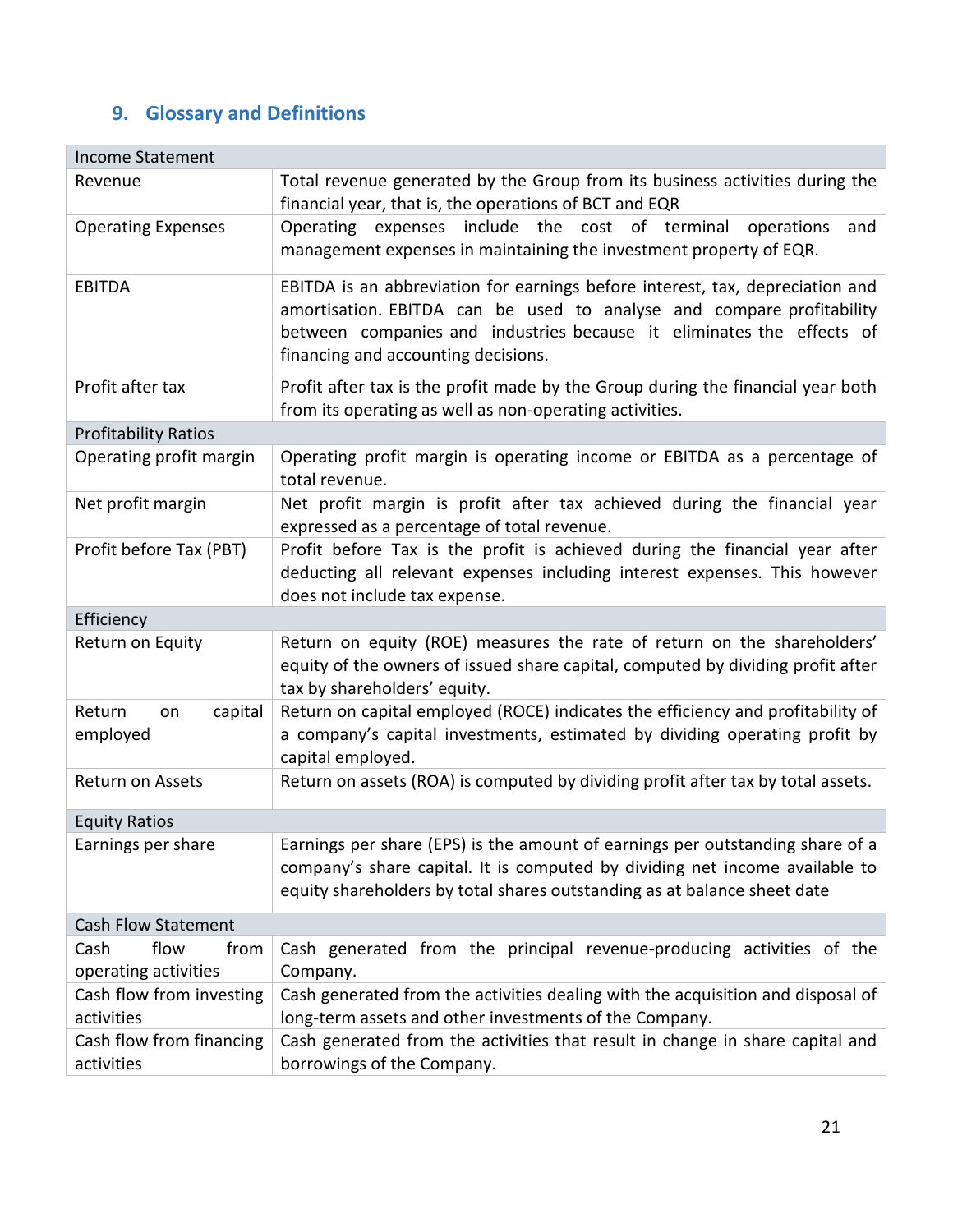## 9. Glossary and Definitions

| Income Statement | |
|---|---|
| Revenue | Total revenue generated by the Group from its business activities during the financial year, that is, the operations of BCT and EQR |
| Operating Expenses | Operating expenses include the cost of terminal operations and management expenses in maintaining the investment property of EQR. |
| EBITDA | EBITDA is an abbreviation for earnings before interest, tax, depreciation and amortisation. EBITDA can be used to analyse and compare profitability between companies and industries because it eliminates the effects of financing and accounting decisions. |
| Profit after tax | Profit after tax is the profit made by the Group during the financial year both from its operating as well as non-operating activities. |
| **Profitability Ratios** | |
| Operating profit margin | Operating profit margin is operating income or EBITDA as a percentage of total revenue. |
| Net profit margin | Net profit margin is profit after tax achieved during the financial year expressed as a percentage of total revenue. |
| Profit before Tax (PBT) | Profit before Tax is the profit is achieved during the financial year after deducting all relevant expenses including interest expenses. This however does not include tax expense. |
| **Efficiency** | |
| Return on Equity | Return on equity (ROE) measures the rate of return on the shareholders' equity of the owners of issued share capital, computed by dividing profit after tax by shareholders' equity. |
| Return on capital employed | Return on capital employed (ROCE) indicates the efficiency and profitability of a company's capital investments, estimated by dividing operating profit by capital employed. |
| Return on Assets | Return on assets (ROA) is computed by dividing profit after tax by total assets. |
| **Equity Ratios** | |
| Earnings per share | Earnings per share (EPS) is the amount of earnings per outstanding share of a company's share capital. It is computed by dividing net income available to equity shareholders by total shares outstanding as at balance sheet date |
| **Cash Flow Statement** | |
| Cash flow from operating activities | Cash generated from the principal revenue-producing activities of the Company. |
| Cash flow from investing activities | Cash generated from the activities dealing with the acquisition and disposal of long-term assets and other investments of the Company. |
| Cash flow from financing activities | Cash generated from the activities that result in change in share capital and borrowings of the Company. |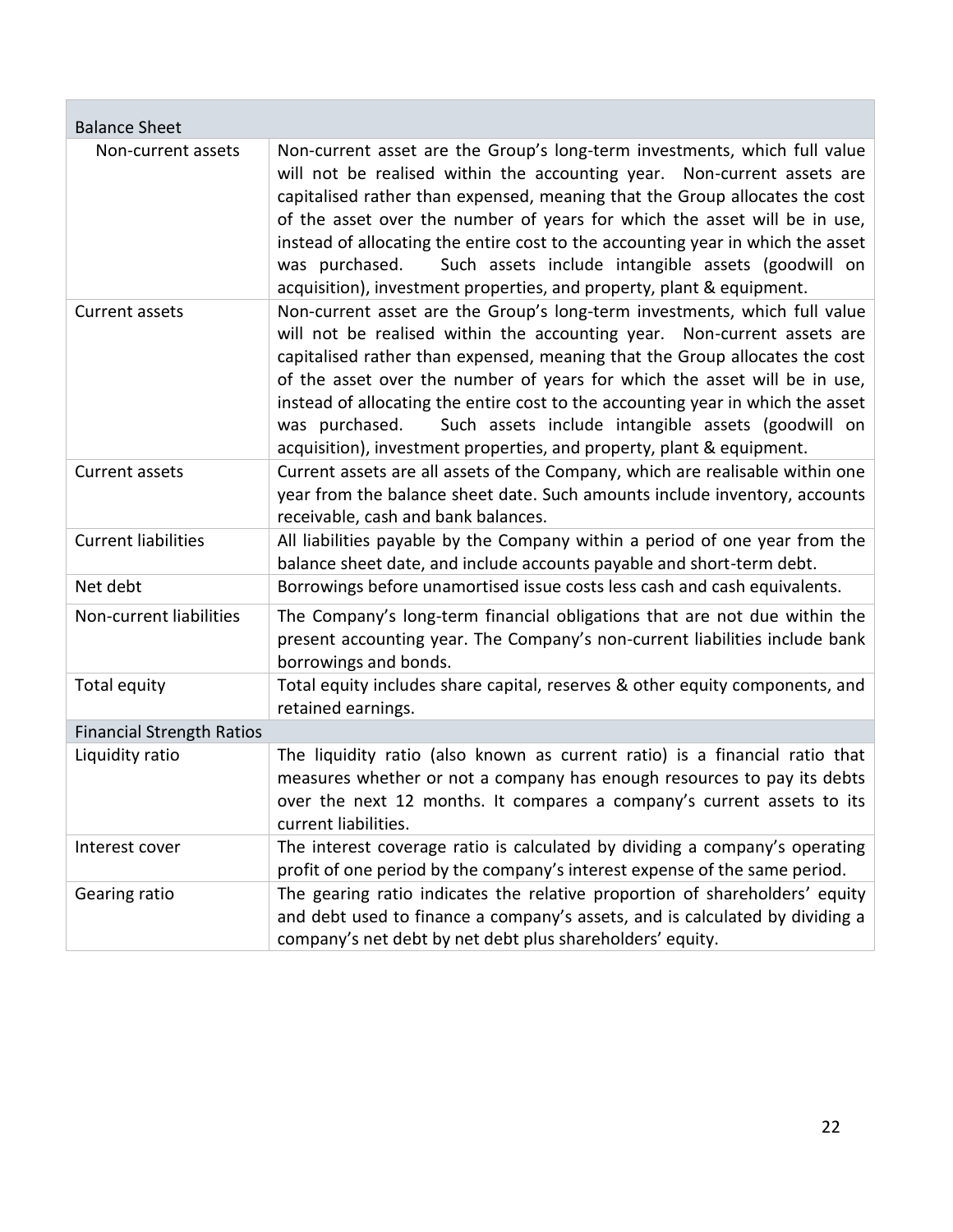| | |
|---|---|
| Balance Sheet | |
| Non-current assets | Non-current asset are the Group's long-term investments, which full value will not be realised within the accounting year. Non-current assets are capitalised rather than expensed, meaning that the Group allocates the cost of the asset over the number of years for which the asset will be in use, instead of allocating the entire cost to the accounting year in which the asset was purchased. Such assets include intangible assets (goodwill on acquisition), investment properties, and property, plant & equipment. |
| Current assets | Non-current asset are the Group's long-term investments, which full value will not be realised within the accounting year. Non-current assets are capitalised rather than expensed, meaning that the Group allocates the cost of the asset over the number of years for which the asset will be in use, instead of allocating the entire cost to the accounting year in which the asset was purchased. Such assets include intangible assets (goodwill on acquisition), investment properties, and property, plant & equipment. |
| Current assets | Current assets are all assets of the Company, which are realisable within one year from the balance sheet date. Such amounts include inventory, accounts receivable, cash and bank balances. |
| Current liabilities | All liabilities payable by the Company within a period of one year from the balance sheet date, and include accounts payable and short-term debt. |
| Net debt | Borrowings before unamortised issue costs less cash and cash equivalents. |
| Non-current liabilities | The Company's long-term financial obligations that are not due within the present accounting year. The Company's non-current liabilities include bank borrowings and bonds. |
| Total equity | Total equity includes share capital, reserves & other equity components, and retained earnings. |
| Financial Strength Ratios | |
| Liquidity ratio | The liquidity ratio (also known as current ratio) is a financial ratio that measures whether or not a company has enough resources to pay its debts over the next 12 months. It compares a company's current assets to its current liabilities. |
| Interest cover | The interest coverage ratio is calculated by dividing a company's operating profit of one period by the company's interest expense of the same period. |
| Gearing ratio | The gearing ratio indicates the relative proportion of shareholders' equity and debt used to finance a company's assets, and is calculated by dividing a company's net debt by net debt plus shareholders' equity. |